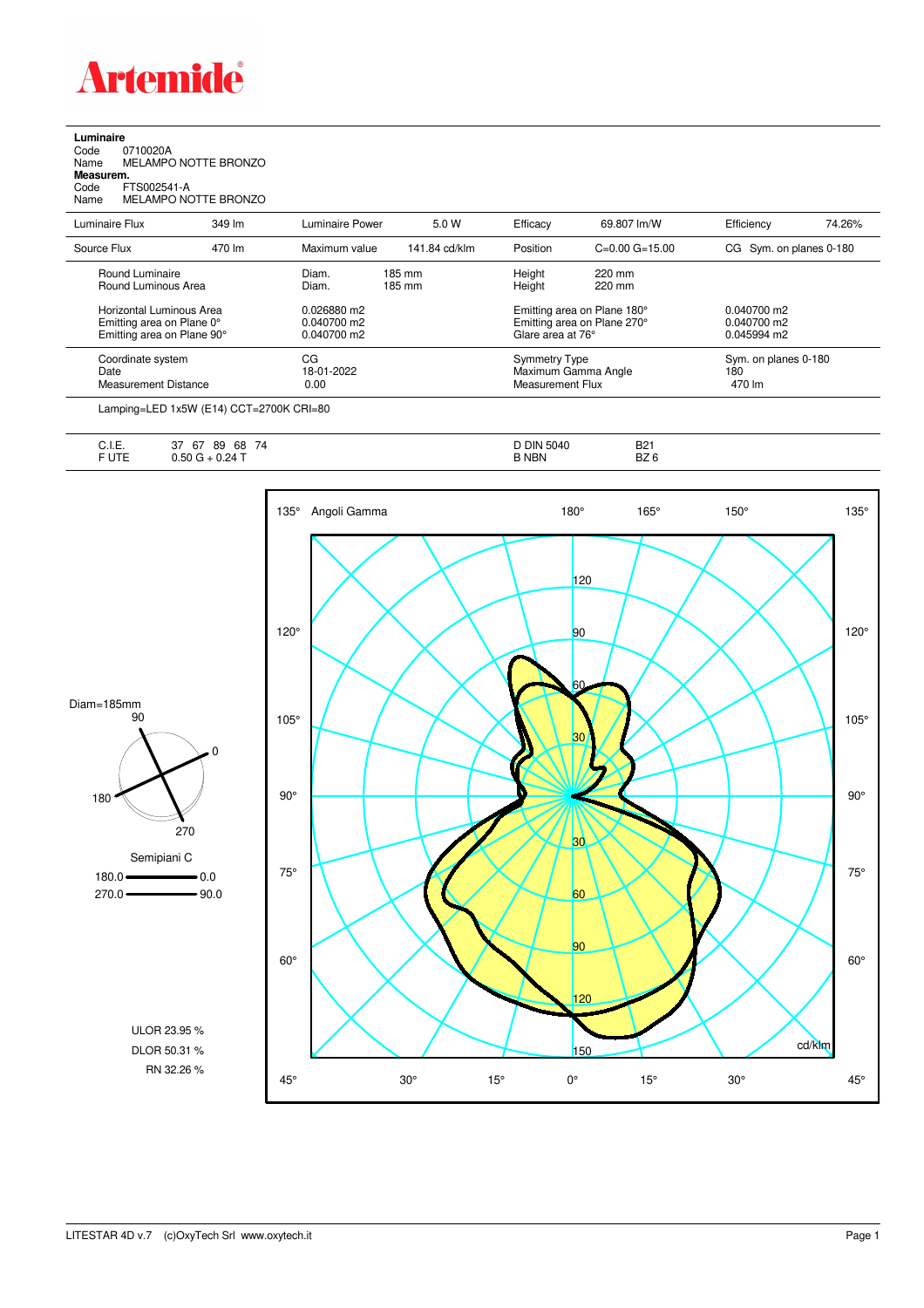# Artemide

**Luminaire**

Code 0710020A
Name MELAMPO NOTTE BRONZO

**Measurem.**

Code FTS002541-A
Name MELAMPO NOTTE BRONZO

| Luminaire Flux | 349 lm | Luminaire Power | 5.0 W | Efficacy | 69.807 lm/W | Efficiency | 74.26% |
|---|---|---|---|---|---|---|---|
| Source Flux | 470 lm | Maximum value | 141.84 cd/klm | Position | C=0.00 G=15.00 | CG Sym. on planes 0-180 | |

| | | | |
|---|---|---|---|
| Round Luminaire | Diam. 185 mm | Height 220 mm | |
| Round Luminous Area | Diam. 185 mm | Height 220 mm | |
| Horizontal Luminous Area | 0.026880 m2 | Emitting area on Plane 180° | 0.040700 m2 |
| Emitting area on Plane 0° | 0.040700 m2 | Emitting area on Plane 270° | 0.040700 m2 |
| Emitting area on Plane 90° | 0.040700 m2 | Glare area at 76° | 0.045994 m2 |
| Coordinate system | CG | Symmetry Type | Sym. on planes 0-180 |
| Date | 18-01-2022 | Maximum Gamma Angle | 180 |
| Measurement Distance | 0.00 | Measurement Flux | 470 lm |

Lamping=LED 1x5W (E14) CCT=2700K CRI=80

| | | | |
|---|---|---|---|
| C.I.E. | 37 67 89 68 74 | D DIN 5040 | B21 |
| F UTE | 0.50 G + 0.24 T | B NBN | BZ 6 |

Diam=185mm

Semipiani C
180.0 — 0.0
270.0 — 90.0

ULOR 23.95 %
DLOR 50.31 %
RN 32.26 %

Angoli Gamma — cd/klm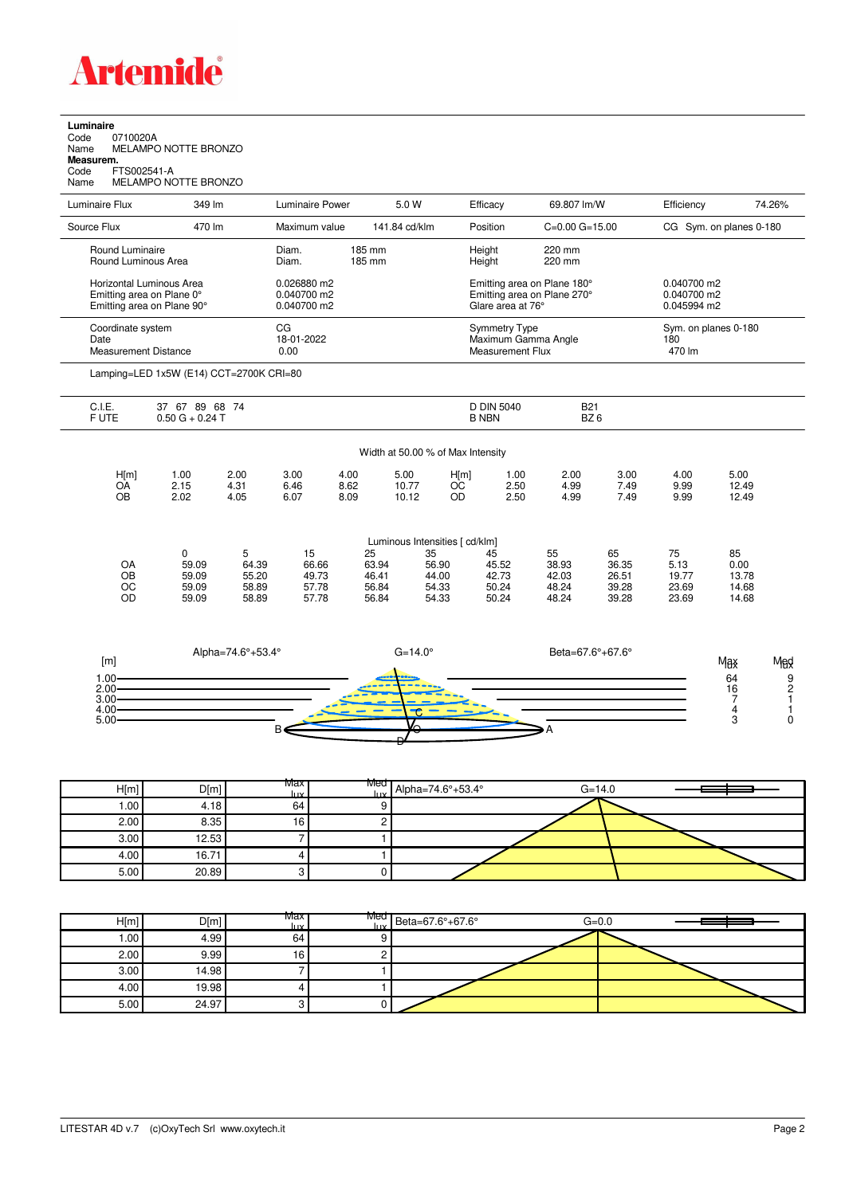Artemide®

**Luminaire**
Code 0710020A
Name MELAMPO NOTTE BRONZO
**Measurem.**
Code FTS002541-A
Name MELAMPO NOTTE BRONZO

| | | | | | | | |
|---|---|---|---|---|---|---|---|
| Luminaire Flux | 349 lm | Luminaire Power | 5.0 W | Efficacy | 69.807 lm/W | Efficiency | 74.26% |
| Source Flux | 470 lm | Maximum value | 141.84 cd/klm | Position | C=0.00 G=15.00 | CG Sym. on planes 0-180 | |

| | | | |
|---|---|---|---|
| Round Luminaire | Diam. 185 mm | Height | 220 mm |
| Round Luminous Area | Diam. 185 mm | Height | 220 mm |
| Horizontal Luminous Area | 0.026880 m2 | Emitting area on Plane 180° | 0.040700 m2 |
| Emitting area on Plane 0° | 0.040700 m2 | Emitting area on Plane 270° | 0.040700 m2 |
| Emitting area on Plane 90° | 0.040700 m2 | Glare area at 76° | 0.045994 m2 |
| Coordinate system | CG | Symmetry Type | Sym. on planes 0-180 |
| Date | 18-01-2022 | Maximum Gamma Angle | 180 |
| Measurement Distance | 0.00 | Measurement Flux | 470 lm |

Lamping=LED 1x5W (E14) CCT=2700K CRI=80

| | | | |
|---|---|---|---|
| C.I.E. | 37 67 89 68 74 | D DIN 5040 | B21 |
| F UTE | 0.50 G + 0.24 T | B NBN | BZ 6 |

Width at 50.00 % of Max Intensity

| H[m] | 1.00 | 2.00 | 3.00 | 4.00 | 5.00 | H[m] | 1.00 | 2.00 | 3.00 | 4.00 | 5.00 |
|---|---|---|---|---|---|---|---|---|---|---|---|
| OA | 2.15 | 4.31 | 6.46 | 8.62 | 10.77 | OC | 2.50 | 4.99 | 7.49 | 9.99 | 12.49 |
| OB | 2.02 | 4.05 | 6.07 | 8.09 | 10.12 | OD | 2.50 | 4.99 | 7.49 | 9.99 | 12.49 |

Luminous Intensities [ cd/klm]

| | 0 | 5 | 15 | 25 | 35 | 45 | 55 | 65 | 75 | 85 |
|---|---|---|---|---|---|---|---|---|---|---|
| OA | 59.09 | 64.39 | 66.66 | 63.94 | 56.90 | 45.52 | 38.93 | 36.35 | 5.13 | 0.00 |
| OB | 59.09 | 55.20 | 49.73 | 46.41 | 44.00 | 42.73 | 42.03 | 26.51 | 19.77 | 13.78 |
| OC | 59.09 | 58.89 | 57.78 | 56.84 | 54.33 | 50.24 | 48.24 | 39.28 | 23.69 | 14.68 |
| OD | 59.09 | 58.89 | 57.78 | 56.84 | 54.33 | 50.24 | 48.24 | 39.28 | 23.69 | 14.68 |

[m]
Alpha=74.6°+53.4°
G=14.0°
Beta=67.6°+67.6°
1.00
2.00
3.00
4.00
5.00
B C D A
Max lux: 64, 16, 7, 4, 3
Med lux: 9, 2, 1, 1, 0

| H[m] | D[m] | Max lux | Med lux | Alpha=74.6°+53.4° G=14.0 |
|---|---|---|---|---|
| 1.00 | 4.18 | 64 | 9 | |
| 2.00 | 8.35 | 16 | 2 | |
| 3.00 | 12.53 | 7 | 1 | |
| 4.00 | 16.71 | 4 | 1 | |
| 5.00 | 20.89 | 3 | 0 | |

| H[m] | D[m] | Max lux | Med lux | Beta=67.6°+67.6° G=0.0 |
|---|---|---|---|---|
| 1.00 | 4.99 | 64 | 9 | |
| 2.00 | 9.99 | 16 | 2 | |
| 3.00 | 14.98 | 7 | 1 | |
| 4.00 | 19.98 | 4 | 1 | |
| 5.00 | 24.97 | 3 | 0 | |

LITESTAR 4D v.7 (c)OxyTech Srl www.oxytech.it